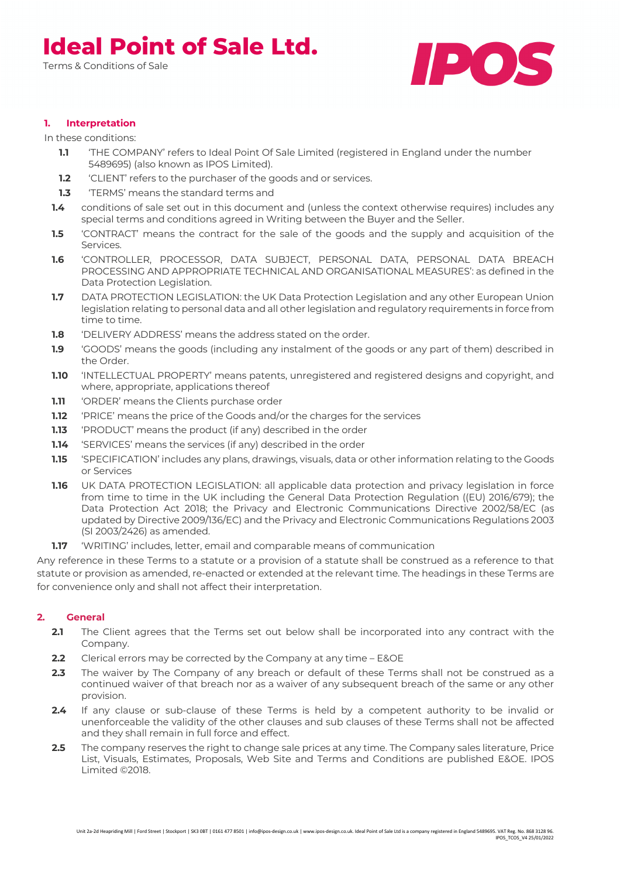# Ideal Point of Sale Ltd.

Terms & Conditions of Sale

IPOS

## 1. Interpretation

In these conditions:

**1.1** 'THE COMPANY' refers to Ideal Point Of Sale Limited (registered in England under the number 5489695) (also known as IPOS Limited).

**1.2** 'CLIENT' refers to the purchaser of the goods and or services.

**1.3** 'TERMS' means the standard terms and

**1.4** conditions of sale set out in this document and (unless the context otherwise requires) includes any special terms and conditions agreed in Writing between the Buyer and the Seller.

**1.5** 'CONTRACT' means the contract for the sale of the goods and the supply and acquisition of the Services.

**1.6** 'CONTROLLER, PROCESSOR, DATA SUBJECT, PERSONAL DATA, PERSONAL DATA BREACH PROCESSING AND APPROPRIATE TECHNICAL AND ORGANISATIONAL MEASURES': as defined in the Data Protection Legislation.

**1.7** DATA PROTECTION LEGISLATION: the UK Data Protection Legislation and any other European Union legislation relating to personal data and all other legislation and regulatory requirements in force from time to time.

**1.8** 'DELIVERY ADDRESS' means the address stated on the order.

**1.9** 'GOODS' means the goods (including any instalment of the goods or any part of them) described in the Order.

**1.10** 'INTELLECTUAL PROPERTY' means patents, unregistered and registered designs and copyright, and where, appropriate, applications thereof

**1.11** 'ORDER' means the Clients purchase order

**1.12** 'PRICE' means the price of the Goods and/or the charges for the services

**1.13** 'PRODUCT' means the product (if any) described in the order

**1.14** 'SERVICES' means the services (if any) described in the order

**1.15** 'SPECIFICATION' includes any plans, drawings, visuals, data or other information relating to the Goods or Services

**1.16** UK DATA PROTECTION LEGISLATION: all applicable data protection and privacy legislation in force from time to time in the UK including the General Data Protection Regulation ((EU) 2016/679); the Data Protection Act 2018; the Privacy and Electronic Communications Directive 2002/58/EC (as updated by Directive 2009/136/EC) and the Privacy and Electronic Communications Regulations 2003 (SI 2003/2426) as amended.

**1.17** 'WRITING' includes, letter, email and comparable means of communication

Any reference in these Terms to a statute or a provision of a statute shall be construed as a reference to that statute or provision as amended, re-enacted or extended at the relevant time. The headings in these Terms are for convenience only and shall not affect their interpretation.

## 2. General

**2.1** The Client agrees that the Terms set out below shall be incorporated into any contract with the Company.

**2.2** Clerical errors may be corrected by the Company at any time – E&OE

**2.3** The waiver by The Company of any breach or default of these Terms shall not be construed as a continued waiver of that breach nor as a waiver of any subsequent breach of the same or any other provision.

**2.4** If any clause or sub-clause of these Terms is held by a competent authority to be invalid or unenforceable the validity of the other clauses and sub clauses of these Terms shall not be affected and they shall remain in full force and effect.

**2.5** The company reserves the right to change sale prices at any time. The Company sales literature, Price List, Visuals, Estimates, Proposals, Web Site and Terms and Conditions are published E&OE. IPOS Limited ©2018.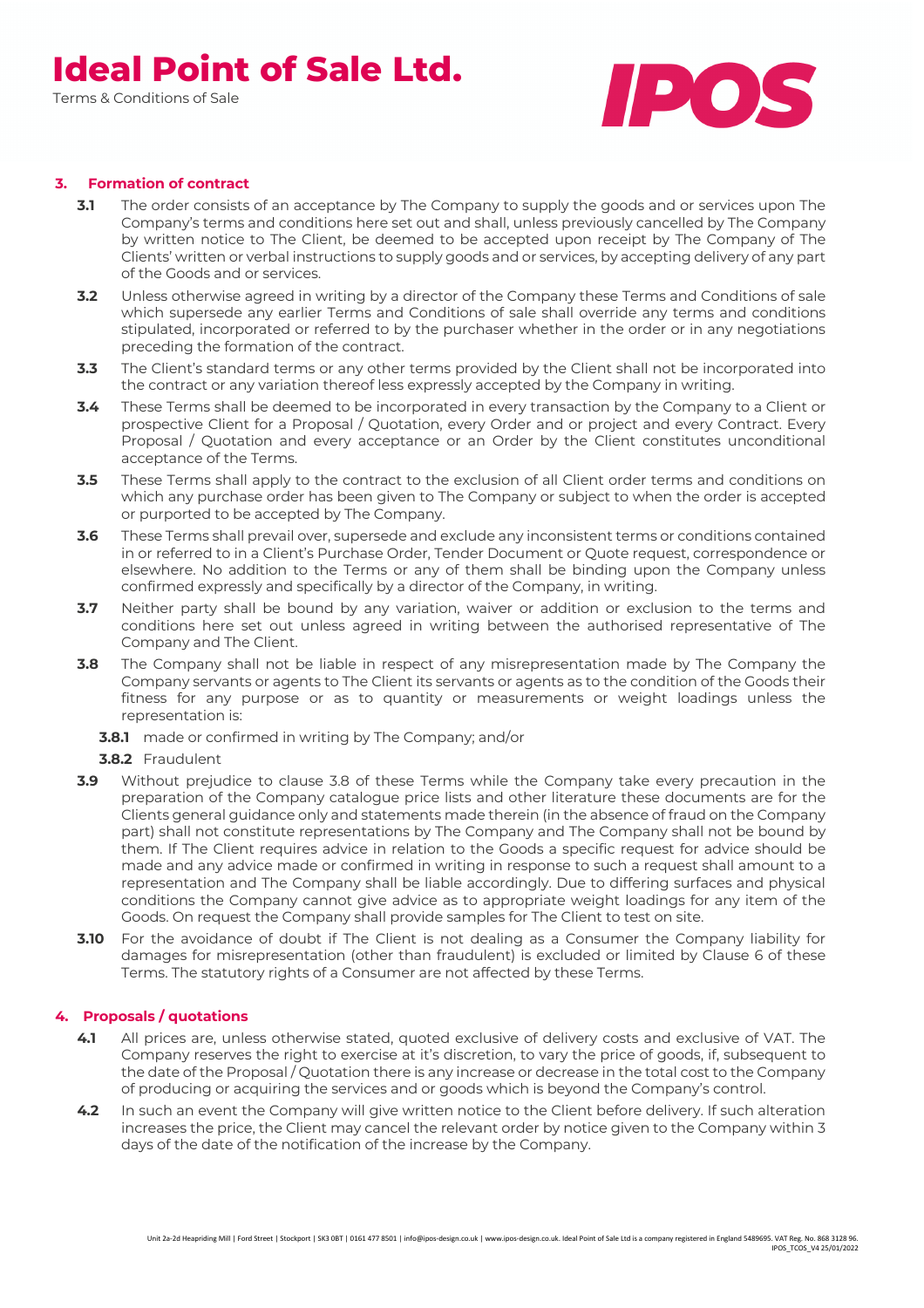## 3. Formation of contract

**3.1** The order consists of an acceptance by The Company to supply the goods and or services upon The Company's terms and conditions here set out and shall, unless previously cancelled by The Company by written notice to The Client, be deemed to be accepted upon receipt by The Company of The Clients' written or verbal instructions to supply goods and or services, by accepting delivery of any part of the Goods and or services.

**3.2** Unless otherwise agreed in writing by a director of the Company these Terms and Conditions of sale which supersede any earlier Terms and Conditions of sale shall override any terms and conditions stipulated, incorporated or referred to by the purchaser whether in the order or in any negotiations preceding the formation of the contract.

**3.3** The Client's standard terms or any other terms provided by the Client shall not be incorporated into the contract or any variation thereof less expressly accepted by the Company in writing.

**3.4** These Terms shall be deemed to be incorporated in every transaction by the Company to a Client or prospective Client for a Proposal / Quotation, every Order and or project and every Contract. Every Proposal / Quotation and every acceptance or an Order by the Client constitutes unconditional acceptance of the Terms.

**3.5** These Terms shall apply to the contract to the exclusion of all Client order terms and conditions on which any purchase order has been given to The Company or subject to when the order is accepted or purported to be accepted by The Company.

**3.6** These Terms shall prevail over, supersede and exclude any inconsistent terms or conditions contained in or referred to in a Client's Purchase Order, Tender Document or Quote request, correspondence or elsewhere. No addition to the Terms or any of them shall be binding upon the Company unless confirmed expressly and specifically by a director of the Company, in writing.

**3.7** Neither party shall be bound by any variation, waiver or addition or exclusion to the terms and conditions here set out unless agreed in writing between the authorised representative of The Company and The Client.

**3.8** The Company shall not be liable in respect of any misrepresentation made by The Company the Company servants or agents to The Client its servants or agents as to the condition of the Goods their fitness for any purpose or as to quantity or measurements or weight loadings unless the representation is:

**3.8.1** made or confirmed in writing by The Company; and/or

**3.8.2** Fraudulent

**3.9** Without prejudice to clause 3.8 of these Terms while the Company take every precaution in the preparation of the Company catalogue price lists and other literature these documents are for the Clients general guidance only and statements made therein (in the absence of fraud on the Company part) shall not constitute representations by The Company and The Company shall not be bound by them. If The Client requires advice in relation to the Goods a specific request for advice should be made and any advice made or confirmed in writing in response to such a request shall amount to a representation and The Company shall be liable accordingly. Due to differing surfaces and physical conditions the Company cannot give advice as to appropriate weight loadings for any item of the Goods. On request the Company shall provide samples for The Client to test on site.

**3.10** For the avoidance of doubt if The Client is not dealing as a Consumer the Company liability for damages for misrepresentation (other than fraudulent) is excluded or limited by Clause 6 of these Terms. The statutory rights of a Consumer are not affected by these Terms.

## 4. Proposals / quotations

**4.1** All prices are, unless otherwise stated, quoted exclusive of delivery costs and exclusive of VAT. The Company reserves the right to exercise at it's discretion, to vary the price of goods, if, subsequent to the date of the Proposal / Quotation there is any increase or decrease in the total cost to the Company of producing or acquiring the services and or goods which is beyond the Company's control.

**4.2** In such an event the Company will give written notice to the Client before delivery. If such alteration increases the price, the Client may cancel the relevant order by notice given to the Company within 3 days of the date of the notification of the increase by the Company.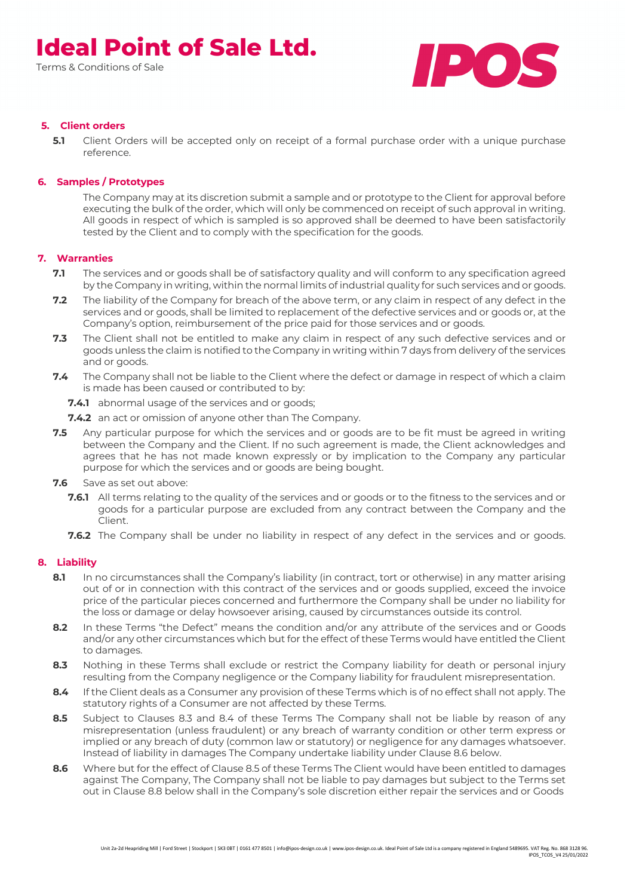## 5. Client orders

**5.1** Client Orders will be accepted only on receipt of a formal purchase order with a unique purchase reference.

## 6. Samples / Prototypes

The Company may at its discretion submit a sample and or prototype to the Client for approval before executing the bulk of the order, which will only be commenced on receipt of such approval in writing. All goods in respect of which is sampled is so approved shall be deemed to have been satisfactorily tested by the Client and to comply with the specification for the goods.

## 7. Warranties

**7.1** The services and or goods shall be of satisfactory quality and will conform to any specification agreed by the Company in writing, within the normal limits of industrial quality for such services and or goods.

**7.2** The liability of the Company for breach of the above term, or any claim in respect of any defect in the services and or goods, shall be limited to replacement of the defective services and or goods or, at the Company's option, reimbursement of the price paid for those services and or goods.

**7.3** The Client shall not be entitled to make any claim in respect of any such defective services and or goods unless the claim is notified to the Company in writing within 7 days from delivery of the services and or goods.

**7.4** The Company shall not be liable to the Client where the defect or damage in respect of which a claim is made has been caused or contributed to by:

**7.4.1** abnormal usage of the services and or goods;

**7.4.2** an act or omission of anyone other than The Company.

**7.5** Any particular purpose for which the services and or goods are to be fit must be agreed in writing between the Company and the Client. If no such agreement is made, the Client acknowledges and agrees that he has not made known expressly or by implication to the Company any particular purpose for which the services and or goods are being bought.

**7.6** Save as set out above:

**7.6.1** All terms relating to the quality of the services and or goods or to the fitness to the services and or goods for a particular purpose are excluded from any contract between the Company and the Client.

**7.6.2** The Company shall be under no liability in respect of any defect in the services and or goods.

## 8. Liability

**8.1** In no circumstances shall the Company's liability (in contract, tort or otherwise) in any matter arising out of or in connection with this contract of the services and or goods supplied, exceed the invoice price of the particular pieces concerned and furthermore the Company shall be under no liability for the loss or damage or delay howsoever arising, caused by circumstances outside its control.

**8.2** In these Terms "the Defect" means the condition and/or any attribute of the services and or Goods and/or any other circumstances which but for the effect of these Terms would have entitled the Client to damages.

**8.3** Nothing in these Terms shall exclude or restrict the Company liability for death or personal injury resulting from the Company negligence or the Company liability for fraudulent misrepresentation.

**8.4** If the Client deals as a Consumer any provision of these Terms which is of no effect shall not apply. The statutory rights of a Consumer are not affected by these Terms.

**8.5** Subject to Clauses 8.3 and 8.4 of these Terms The Company shall not be liable by reason of any misrepresentation (unless fraudulent) or any breach of warranty condition or other term express or implied or any breach of duty (common law or statutory) or negligence for any damages whatsoever. Instead of liability in damages The Company undertake liability under Clause 8.6 below.

**8.6** Where but for the effect of Clause 8.5 of these Terms The Client would have been entitled to damages against The Company, The Company shall not be liable to pay damages but subject to the Terms set out in Clause 8.8 below shall in the Company's sole discretion either repair the services and or Goods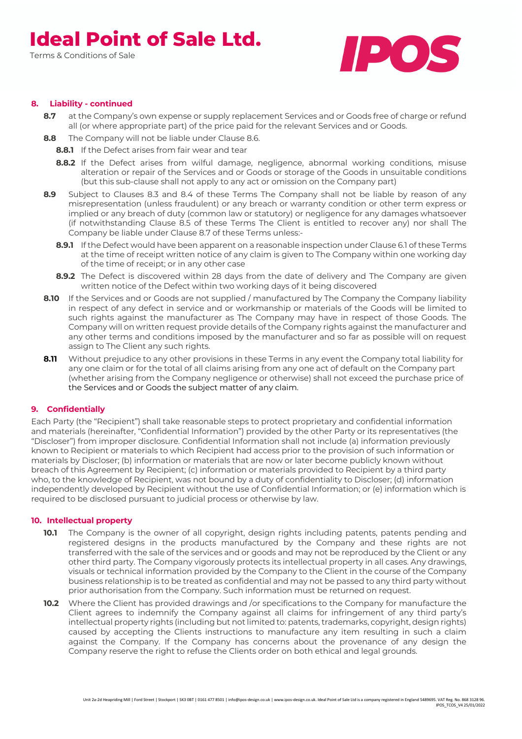## 8. Liability - continued

**8.7** at the Company's own expense or supply replacement Services and or Goods free of charge or refund all (or where appropriate part) of the price paid for the relevant Services and or Goods.

**8.8** The Company will not be liable under Clause 8.6.

**8.8.1** If the Defect arises from fair wear and tear

**8.8.2** If the Defect arises from wilful damage, negligence, abnormal working conditions, misuse alteration or repair of the Services and or Goods or storage of the Goods in unsuitable conditions (but this sub-clause shall not apply to any act or omission on the Company part)

**8.9** Subject to Clauses 8.3 and 8.4 of these Terms The Company shall not be liable by reason of any misrepresentation (unless fraudulent) or any breach or warranty condition or other term express or implied or any breach of duty (common law or statutory) or negligence for any damages whatsoever (if notwithstanding Clause 8.5 of these Terms The Client is entitled to recover any) nor shall The Company be liable under Clause 8.7 of these Terms unless:-

**8.9.1** If the Defect would have been apparent on a reasonable inspection under Clause 6.1 of these Terms at the time of receipt written notice of any claim is given to The Company within one working day of the time of receipt; or in any other case

**8.9.2** The Defect is discovered within 28 days from the date of delivery and The Company are given written notice of the Defect within two working days of it being discovered

**8.10** If the Services and or Goods are not supplied / manufactured by The Company the Company liability in respect of any defect in service and or workmanship or materials of the Goods will be limited to such rights against the manufacturer as The Company may have in respect of those Goods. The Company will on written request provide details of the Company rights against the manufacturer and any other terms and conditions imposed by the manufacturer and so far as possible will on request assign to The Client any such rights.

**8.11** Without prejudice to any other provisions in these Terms in any event the Company total liability for any one claim or for the total of all claims arising from any one act of default on the Company part (whether arising from the Company negligence or otherwise) shall not exceed the purchase price of the Services and or Goods the subject matter of any claim.

## 9. Confidentially

Each Party (the "Recipient") shall take reasonable steps to protect proprietary and confidential information and materials (hereinafter, "Confidential Information") provided by the other Party or its representatives (the "Discloser") from improper disclosure. Confidential Information shall not include (a) information previously known to Recipient or materials to which Recipient had access prior to the provision of such information or materials by Discloser; (b) information or materials that are now or later become publicly known without breach of this Agreement by Recipient; (c) information or materials provided to Recipient by a third party who, to the knowledge of Recipient, was not bound by a duty of confidentiality to Discloser; (d) information independently developed by Recipient without the use of Confidential Information; or (e) information which is required to be disclosed pursuant to judicial process or otherwise by law.

## 10. Intellectual property

**10.1** The Company is the owner of all copyright, design rights including patents, patents pending and registered designs in the products manufactured by the Company and these rights are not transferred with the sale of the services and or goods and may not be reproduced by the Client or any other third party. The Company vigorously protects its intellectual property in all cases. Any drawings, visuals or technical information provided by the Company to the Client in the course of the Company business relationship is to be treated as confidential and may not be passed to any third party without prior authorisation from the Company. Such information must be returned on request.

**10.2** Where the Client has provided drawings and /or specifications to the Company for manufacture the Client agrees to indemnify the Company against all claims for infringement of any third party's intellectual property rights (including but not limited to: patents, trademarks, copyright, design rights) caused by accepting the Clients instructions to manufacture any item resulting in such a claim against the Company. If the Company has concerns about the provenance of any design the Company reserve the right to refuse the Clients order on both ethical and legal grounds.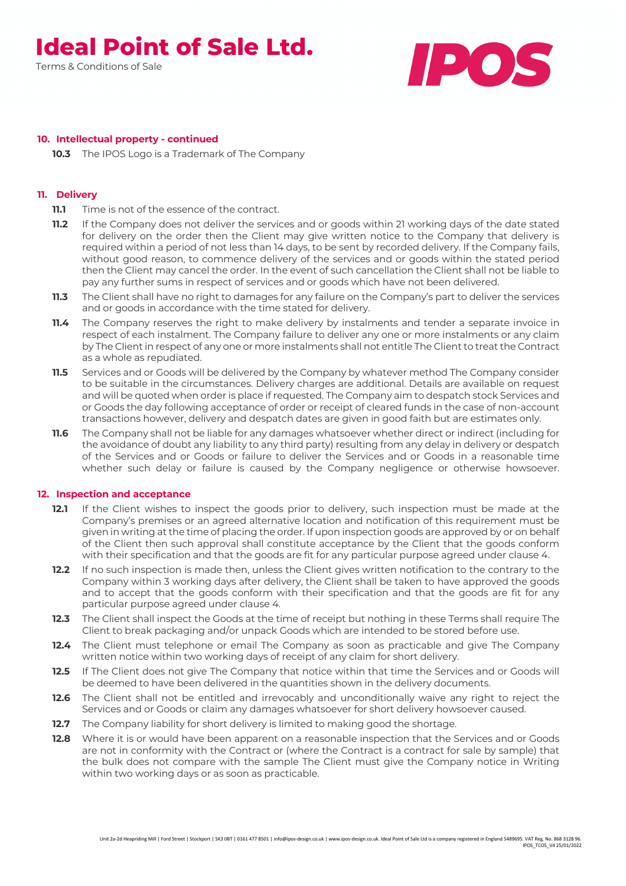**10. Intellectual property - continued**

**10.3** The IPOS Logo is a Trademark of The Company

**11. Delivery**

**11.1** Time is not of the essence of the contract.

**11.2** If the Company does not deliver the services and or goods within 21 working days of the date stated for delivery on the order then the Client may give written notice to the Company that delivery is required within a period of not less than 14 days, to be sent by recorded delivery. If the Company fails, without good reason, to commence delivery of the services and or goods within the stated period then the Client may cancel the order. In the event of such cancellation the Client shall not be liable to pay any further sums in respect of services and or goods which have not been delivered.

**11.3** The Client shall have no right to damages for any failure on the Company's part to deliver the services and or goods in accordance with the time stated for delivery.

**11.4** The Company reserves the right to make delivery by instalments and tender a separate invoice in respect of each instalment. The Company failure to deliver any one or more instalments or any claim by The Client in respect of any one or more instalments shall not entitle The Client to treat the Contract as a whole as repudiated.

**11.5** Services and or Goods will be delivered by the Company by whatever method The Company consider to be suitable in the circumstances. Delivery charges are additional. Details are available on request and will be quoted when order is place if requested. The Company aim to despatch stock Services and or Goods the day following acceptance of order or receipt of cleared funds in the case of non-account transactions however, delivery and despatch dates are given in good faith but are estimates only.

**11.6** The Company shall not be liable for any damages whatsoever whether direct or indirect (including for the avoidance of doubt any liability to any third party) resulting from any delay in delivery or despatch of the Services and or Goods or failure to deliver the Services and or Goods in a reasonable time whether such delay or failure is caused by the Company negligence or otherwise howsoever.

**12. Inspection and acceptance**

**12.1** If the Client wishes to inspect the goods prior to delivery, such inspection must be made at the Company's premises or an agreed alternative location and notification of this requirement must be given in writing at the time of placing the order. If upon inspection goods are approved by or on behalf of the Client then such approval shall constitute acceptance by the Client that the goods conform with their specification and that the goods are fit for any particular purpose agreed under clause 4.

**12.2** If no such inspection is made then, unless the Client gives written notification to the contrary to the Company within 3 working days after delivery, the Client shall be taken to have approved the goods and to accept that the goods conform with their specification and that the goods are fit for any particular purpose agreed under clause 4.

**12.3** The Client shall inspect the Goods at the time of receipt but nothing in these Terms shall require The Client to break packaging and/or unpack Goods which are intended to be stored before use.

**12.4** The Client must telephone or email The Company as soon as practicable and give The Company written notice within two working days of receipt of any claim for short delivery.

**12.5** If The Client does not give The Company that notice within that time the Services and or Goods will be deemed to have been delivered in the quantities shown in the delivery documents.

**12.6** The Client shall not be entitled and irrevocably and unconditionally waive any right to reject the Services and or Goods or claim any damages whatsoever for short delivery howsoever caused.

**12.7** The Company liability for short delivery is limited to making good the shortage.

**12.8** Where it is or would have been apparent on a reasonable inspection that the Services and or Goods are not in conformity with the Contract or (where the Contract is a contract for sale by sample) that the bulk does not compare with the sample The Client must give the Company notice in Writing within two working days or as soon as practicable.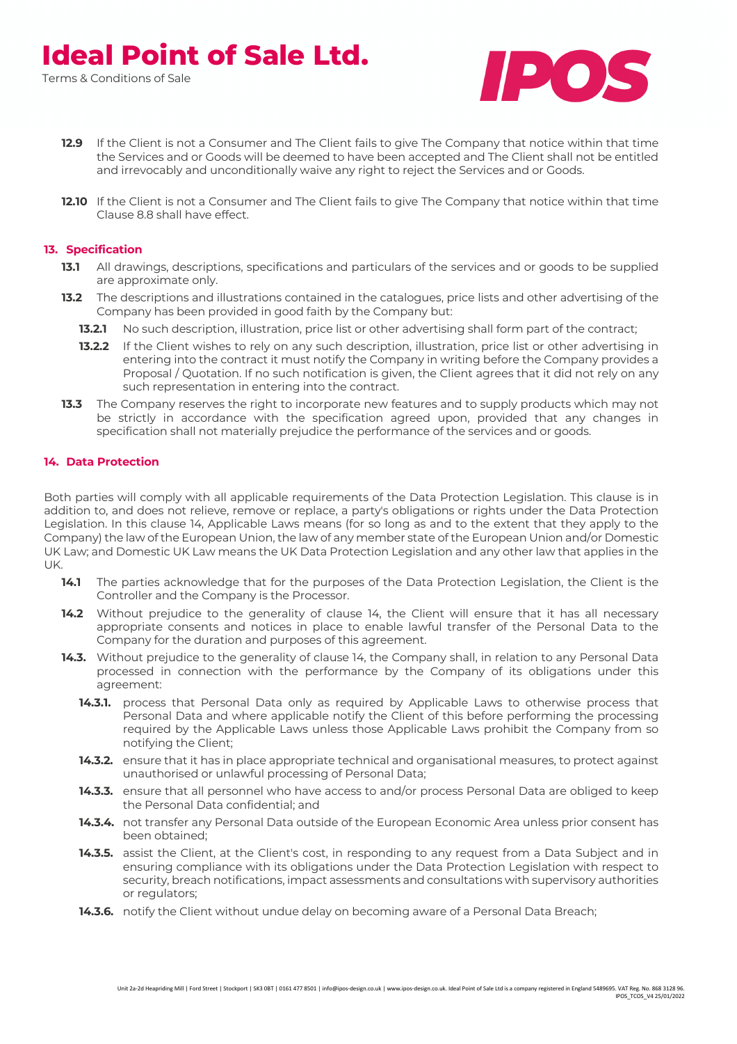**12.9** If the Client is not a Consumer and The Client fails to give The Company that notice within that time the Services and or Goods will be deemed to have been accepted and The Client shall not be entitled and irrevocably and unconditionally waive any right to reject the Services and or Goods.

**12.10** If the Client is not a Consumer and The Client fails to give The Company that notice within that time Clause 8.8 shall have effect.

## 13. Specification

**13.1** All drawings, descriptions, specifications and particulars of the services and or goods to be supplied are approximate only.

**13.2** The descriptions and illustrations contained in the catalogues, price lists and other advertising of the Company has been provided in good faith by the Company but:

**13.2.1** No such description, illustration, price list or other advertising shall form part of the contract;

**13.2.2** If the Client wishes to rely on any such description, illustration, price list or other advertising in entering into the contract it must notify the Company in writing before the Company provides a Proposal / Quotation. If no such notification is given, the Client agrees that it did not rely on any such representation in entering into the contract.

**13.3** The Company reserves the right to incorporate new features and to supply products which may not be strictly in accordance with the specification agreed upon, provided that any changes in specification shall not materially prejudice the performance of the services and or goods.

## 14. Data Protection

Both parties will comply with all applicable requirements of the Data Protection Legislation. This clause is in addition to, and does not relieve, remove or replace, a party's obligations or rights under the Data Protection Legislation. In this clause 14, Applicable Laws means (for so long as and to the extent that they apply to the Company) the law of the European Union, the law of any member state of the European Union and/or Domestic UK Law; and Domestic UK Law means the UK Data Protection Legislation and any other law that applies in the UK.

**14.1** The parties acknowledge that for the purposes of the Data Protection Legislation, the Client is the Controller and the Company is the Processor.

**14.2** Without prejudice to the generality of clause 14, the Client will ensure that it has all necessary appropriate consents and notices in place to enable lawful transfer of the Personal Data to the Company for the duration and purposes of this agreement.

**14.3.** Without prejudice to the generality of clause 14, the Company shall, in relation to any Personal Data processed in connection with the performance by the Company of its obligations under this agreement:

**14.3.1.** process that Personal Data only as required by Applicable Laws to otherwise process that Personal Data and where applicable notify the Client of this before performing the processing required by the Applicable Laws unless those Applicable Laws prohibit the Company from so notifying the Client;

**14.3.2.** ensure that it has in place appropriate technical and organisational measures, to protect against unauthorised or unlawful processing of Personal Data;

**14.3.3.** ensure that all personnel who have access to and/or process Personal Data are obliged to keep the Personal Data confidential; and

**14.3.4.** not transfer any Personal Data outside of the European Economic Area unless prior consent has been obtained;

**14.3.5.** assist the Client, at the Client's cost, in responding to any request from a Data Subject and in ensuring compliance with its obligations under the Data Protection Legislation with respect to security, breach notifications, impact assessments and consultations with supervisory authorities or regulators;

**14.3.6.** notify the Client without undue delay on becoming aware of a Personal Data Breach;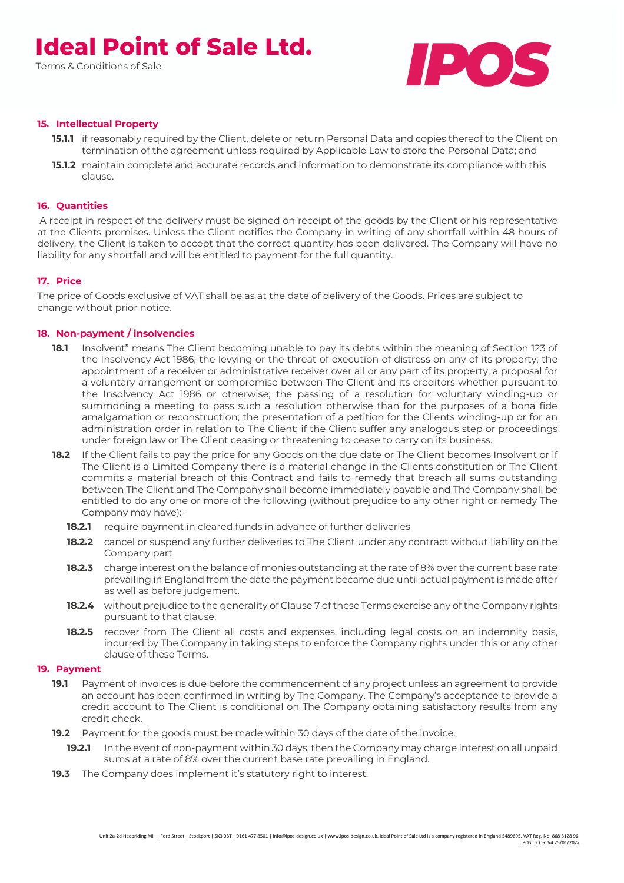## 15. Intellectual Property

**15.1.1** if reasonably required by the Client, delete or return Personal Data and copies thereof to the Client on termination of the agreement unless required by Applicable Law to store the Personal Data; and

**15.1.2** maintain complete and accurate records and information to demonstrate its compliance with this clause.

## 16. Quantities

A receipt in respect of the delivery must be signed on receipt of the goods by the Client or his representative at the Clients premises. Unless the Client notifies the Company in writing of any shortfall within 48 hours of delivery, the Client is taken to accept that the correct quantity has been delivered. The Company will have no liability for any shortfall and will be entitled to payment for the full quantity.

## 17. Price

The price of Goods exclusive of VAT shall be as at the date of delivery of the Goods. Prices are subject to change without prior notice.

## 18. Non-payment / insolvencies

**18.1** Insolvent" means The Client becoming unable to pay its debts within the meaning of Section 123 of the Insolvency Act 1986; the levying or the threat of execution of distress on any of its property; the appointment of a receiver or administrative receiver over all or any part of its property; a proposal for a voluntary arrangement or compromise between The Client and its creditors whether pursuant to the Insolvency Act 1986 or otherwise; the passing of a resolution for voluntary winding-up or summoning a meeting to pass such a resolution otherwise than for the purposes of a bona fide amalgamation or reconstruction; the presentation of a petition for the Clients winding-up or for an administration order in relation to The Client; if the Client suffer any analogous step or proceedings under foreign law or The Client ceasing or threatening to cease to carry on its business.

**18.2** If the Client fails to pay the price for any Goods on the due date or The Client becomes Insolvent or if The Client is a Limited Company there is a material change in the Clients constitution or The Client commits a material breach of this Contract and fails to remedy that breach all sums outstanding between The Client and The Company shall become immediately payable and The Company shall be entitled to do any one or more of the following (without prejudice to any other right or remedy The Company may have):-

**18.2.1** require payment in cleared funds in advance of further deliveries

**18.2.2** cancel or suspend any further deliveries to The Client under any contract without liability on the Company part

**18.2.3** charge interest on the balance of monies outstanding at the rate of 8% over the current base rate prevailing in England from the date the payment became due until actual payment is made after as well as before judgement.

**18.2.4** without prejudice to the generality of Clause 7 of these Terms exercise any of the Company rights pursuant to that clause.

**18.2.5** recover from The Client all costs and expenses, including legal costs on an indemnity basis, incurred by The Company in taking steps to enforce the Company rights under this or any other clause of these Terms.

## 19. Payment

**19.1** Payment of invoices is due before the commencement of any project unless an agreement to provide an account has been confirmed in writing by The Company. The Company's acceptance to provide a credit account to The Client is conditional on The Company obtaining satisfactory results from any credit check.

**19.2** Payment for the goods must be made within 30 days of the date of the invoice.

**19.2.1** In the event of non-payment within 30 days, then the Company may charge interest on all unpaid sums at a rate of 8% over the current base rate prevailing in England.

**19.3** The Company does implement it's statutory right to interest.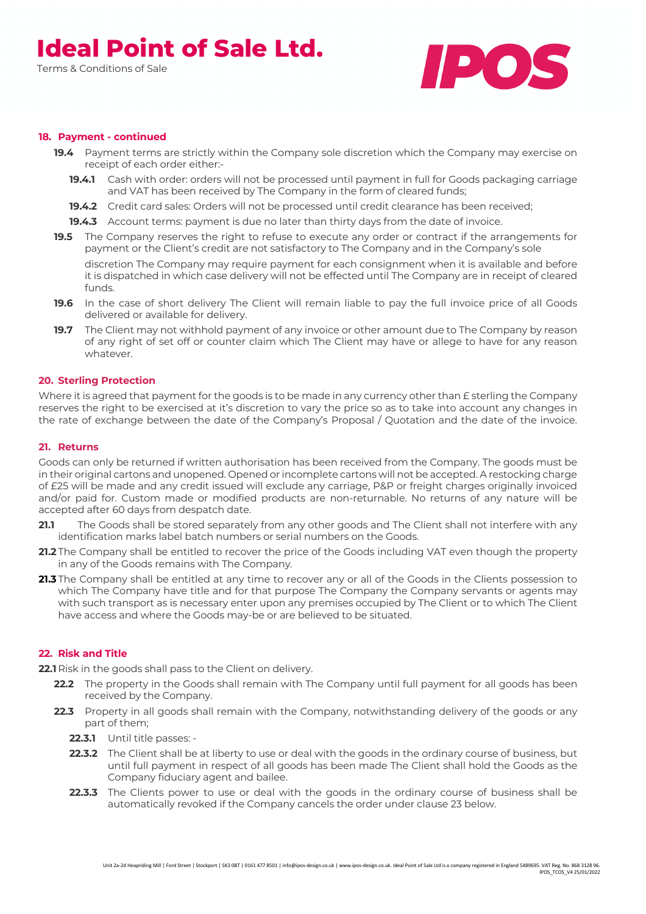### 18. Payment - continued

**19.4** Payment terms are strictly within the Company sole discretion which the Company may exercise on receipt of each order either:-

**19.4.1** Cash with order: orders will not be processed until payment in full for Goods packaging carriage and VAT has been received by The Company in the form of cleared funds;

**19.4.2** Credit card sales: Orders will not be processed until credit clearance has been received;

**19.4.3** Account terms: payment is due no later than thirty days from the date of invoice.

**19.5** The Company reserves the right to refuse to execute any order or contract if the arrangements for payment or the Client's credit are not satisfactory to The Company and in the Company's sole

discretion The Company may require payment for each consignment when it is available and before it is dispatched in which case delivery will not be effected until The Company are in receipt of cleared funds.

**19.6** In the case of short delivery The Client will remain liable to pay the full invoice price of all Goods delivered or available for delivery.

**19.7** The Client may not withhold payment of any invoice or other amount due to The Company by reason of any right of set off or counter claim which The Client may have or allege to have for any reason whatever.

### 20. Sterling Protection

Where it is agreed that payment for the goods is to be made in any currency other than £ sterling the Company reserves the right to be exercised at it's discretion to vary the price so as to take into account any changes in the rate of exchange between the date of the Company's Proposal / Quotation and the date of the invoice.

### 21. Returns

Goods can only be returned if written authorisation has been received from the Company. The goods must be in their original cartons and unopened. Opened or incomplete cartons will not be accepted. A restocking charge of £25 will be made and any credit issued will exclude any carriage, P&P or freight charges originally invoiced and/or paid for. Custom made or modified products are non-returnable. No returns of any nature will be accepted after 60 days from despatch date.

**21.1** The Goods shall be stored separately from any other goods and The Client shall not interfere with any identification marks label batch numbers or serial numbers on the Goods.

**21.2** The Company shall be entitled to recover the price of the Goods including VAT even though the property in any of the Goods remains with The Company.

**21.3** The Company shall be entitled at any time to recover any or all of the Goods in the Clients possession to which The Company have title and for that purpose The Company the Company servants or agents may with such transport as is necessary enter upon any premises occupied by The Client or to which The Client have access and where the Goods may-be or are believed to be situated.

### 22. Risk and Title

**22.1** Risk in the goods shall pass to the Client on delivery.

**22.2** The property in the Goods shall remain with The Company until full payment for all goods has been received by the Company.

**22.3** Property in all goods shall remain with the Company, notwithstanding delivery of the goods or any part of them;

**22.3.1** Until title passes: -

**22.3.2** The Client shall be at liberty to use or deal with the goods in the ordinary course of business, but until full payment in respect of all goods has been made The Client shall hold the Goods as the Company fiduciary agent and bailee.

**22.3.3** The Clients power to use or deal with the goods in the ordinary course of business shall be automatically revoked if the Company cancels the order under clause 23 below.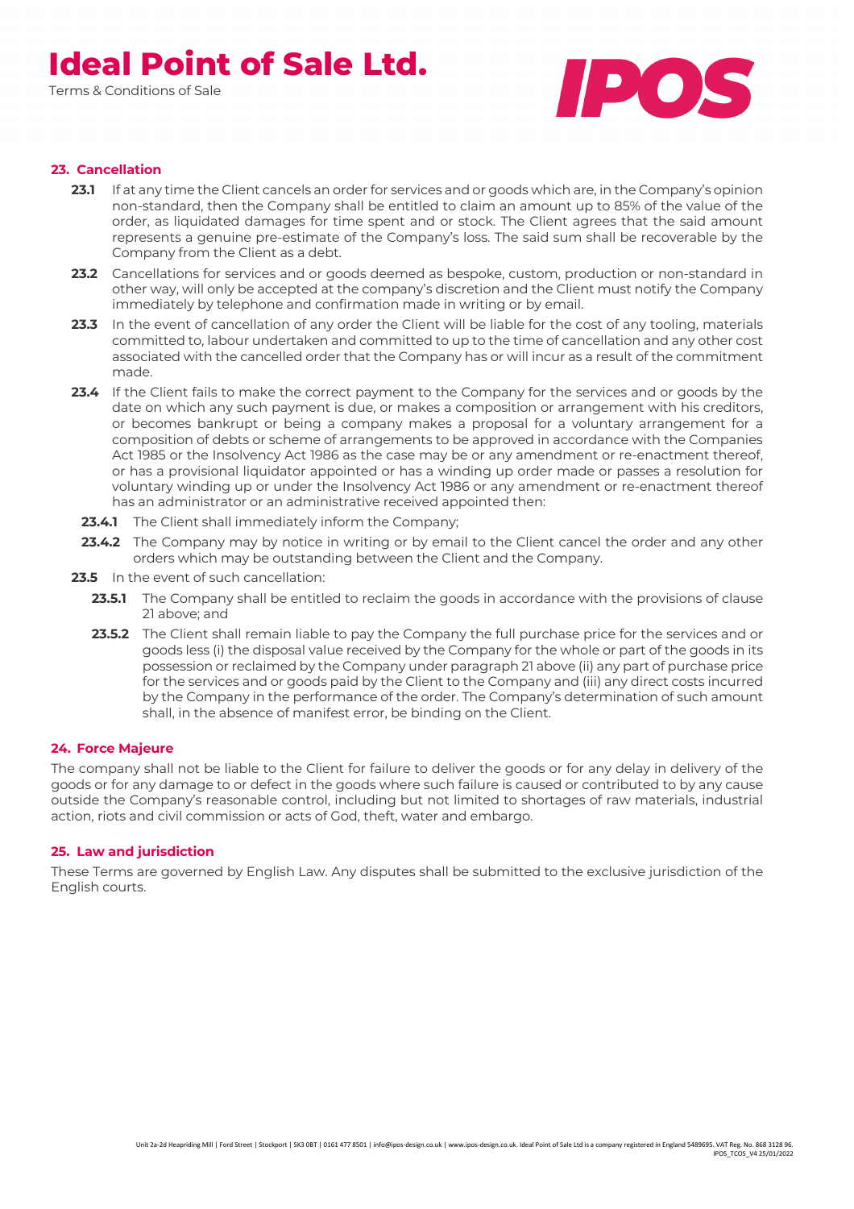### 23. Cancellation

**23.1** If at any time the Client cancels an order for services and or goods which are, in the Company's opinion non-standard, then the Company shall be entitled to claim an amount up to 85% of the value of the order, as liquidated damages for time spent and or stock. The Client agrees that the said amount represents a genuine pre-estimate of the Company's loss. The said sum shall be recoverable by the Company from the Client as a debt.

**23.2** Cancellations for services and or goods deemed as bespoke, custom, production or non-standard in other way, will only be accepted at the company's discretion and the Client must notify the Company immediately by telephone and confirmation made in writing or by email.

**23.3** In the event of cancellation of any order the Client will be liable for the cost of any tooling, materials committed to, labour undertaken and committed to up to the time of cancellation and any other cost associated with the cancelled order that the Company has or will incur as a result of the commitment made.

**23.4** If the Client fails to make the correct payment to the Company for the services and or goods by the date on which any such payment is due, or makes a composition or arrangement with his creditors, or becomes bankrupt or being a company makes a proposal for a voluntary arrangement for a composition of debts or scheme of arrangements to be approved in accordance with the Companies Act 1985 or the Insolvency Act 1986 as the case may be or any amendment or re-enactment thereof, or has a provisional liquidator appointed or has a winding up order made or passes a resolution for voluntary winding up or under the Insolvency Act 1986 or any amendment or re-enactment thereof has an administrator or an administrative received appointed then:

**23.4.1** The Client shall immediately inform the Company;

**23.4.2** The Company may by notice in writing or by email to the Client cancel the order and any other orders which may be outstanding between the Client and the Company.

**23.5** In the event of such cancellation:

**23.5.1** The Company shall be entitled to reclaim the goods in accordance with the provisions of clause 21 above; and

**23.5.2** The Client shall remain liable to pay the Company the full purchase price for the services and or goods less (i) the disposal value received by the Company for the whole or part of the goods in its possession or reclaimed by the Company under paragraph 21 above (ii) any part of purchase price for the services and or goods paid by the Client to the Company and (iii) any direct costs incurred by the Company in the performance of the order. The Company's determination of such amount shall, in the absence of manifest error, be binding on the Client.

### 24. Force Majeure

The company shall not be liable to the Client for failure to deliver the goods or for any delay in delivery of the goods or for any damage to or defect in the goods where such failure is caused or contributed to by any cause outside the Company's reasonable control, including but not limited to shortages of raw materials, industrial action, riots and civil commission or acts of God, theft, water and embargo.

### 25. Law and jurisdiction

These Terms are governed by English Law. Any disputes shall be submitted to the exclusive jurisdiction of the English courts.